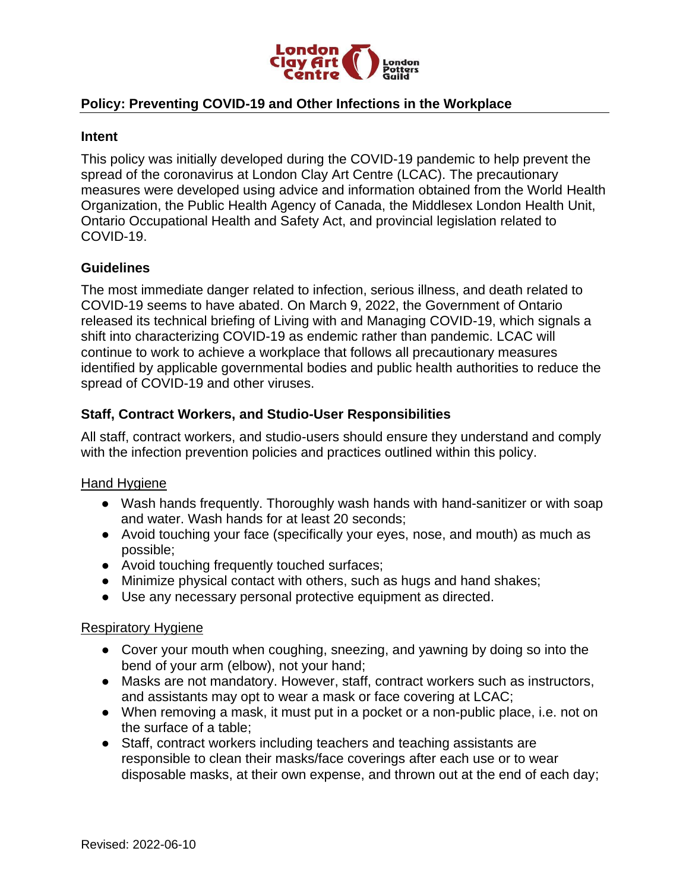# Policy: Preventing COVID-19 and Other Infections in the Workplace

## Intent

This policy was initially developed during the COVID-19 pandemic to help prevent the spread of the coronavirus at London Clay Art Centre (LCAC). The precautionary measures were developed using advice and information obtained from the World Health Organization, the Public Health Agency of Canada, the Middlesex London Health Unit, Ontario Occupational Health and Safety Act, and provincial legislation related to COVID-19.

## Guidelines

The most immediate danger related to infection, serious illness, and death related to COVID-19 seems to have abated. On March 9, 2022, the Government of Ontario released its technical briefing of Living with and Managing COVID-19, which signals a shift into characterizing COVID-19 as endemic rather than pandemic. LCAC will continue to work to achieve a workplace that follows all precautionary measures identified by applicable governmental bodies and public health authorities to reduce the spread of COVID-19 and other viruses.

## Staff, Contract Workers, and Studio-User Responsibilities

All staff, contract workers, and studio-users should ensure they understand and comply with the infection prevention policies and practices outlined within this policy.

### Hand Hygiene

- Wash hands frequently. Thoroughly wash hands with hand-sanitizer or with soap and water. Wash hands for at least 20 seconds;
- Avoid touching your face (specifically your eyes, nose, and mouth) as much as possible;
- Avoid touching frequently touched surfaces;
- Minimize physical contact with others, such as hugs and hand shakes;
- Use any necessary personal protective equipment as directed.

### Respiratory Hygiene

- Cover your mouth when coughing, sneezing, and yawning by doing so into the bend of your arm (elbow), not your hand;
- Masks are not mandatory. However, staff, contract workers such as instructors, and assistants may opt to wear a mask or face covering at LCAC;
- When removing a mask, it must put in a pocket or a non-public place, i.e. not on the surface of a table;
- Staff, contract workers including teachers and teaching assistants are responsible to clean their masks/face coverings after each use or to wear disposable masks, at their own expense, and thrown out at the end of each day;

Revised: 2022-06-10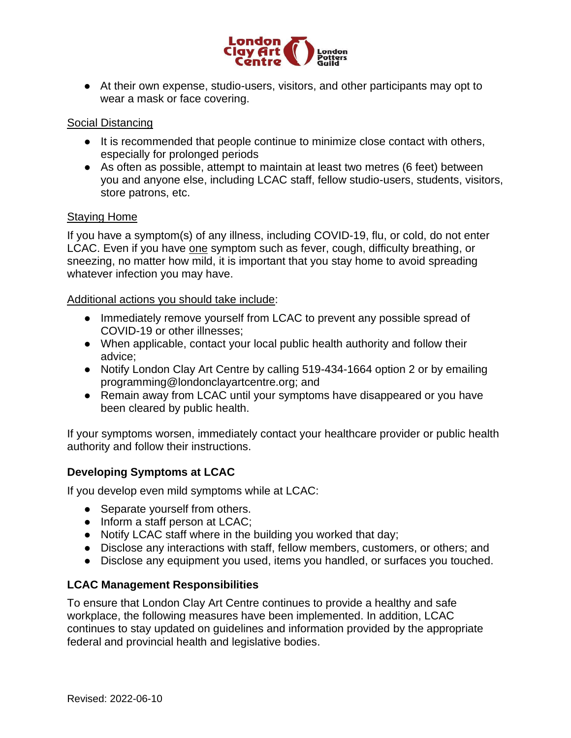- At their own expense, studio-users, visitors, and other participants may opt to wear a mask or face covering.

Social Distancing

- It is recommended that people continue to minimize close contact with others, especially for prolonged periods
- As often as possible, attempt to maintain at least two metres (6 feet) between you and anyone else, including LCAC staff, fellow studio-users, students, visitors, store patrons, etc.

Staying Home

If you have a symptom(s) of any illness, including COVID-19, flu, or cold, do not enter LCAC. Even if you have one symptom such as fever, cough, difficulty breathing, or sneezing, no matter how mild, it is important that you stay home to avoid spreading whatever infection you may have.

Additional actions you should take include:

- Immediately remove yourself from LCAC to prevent any possible spread of COVID-19 or other illnesses;
- When applicable, contact your local public health authority and follow their advice;
- Notify London Clay Art Centre by calling 519-434-1664 option 2 or by emailing programming@londonclayartcentre.org; and
- Remain away from LCAC until your symptoms have disappeared or you have been cleared by public health.

If your symptoms worsen, immediately contact your healthcare provider or public health authority and follow their instructions.

### Developing Symptoms at LCAC

If you develop even mild symptoms while at LCAC:

- Separate yourself from others.
- Inform a staff person at LCAC;
- Notify LCAC staff where in the building you worked that day;
- Disclose any interactions with staff, fellow members, customers, or others; and
- Disclose any equipment you used, items you handled, or surfaces you touched.

### LCAC Management Responsibilities

To ensure that London Clay Art Centre continues to provide a healthy and safe workplace, the following measures have been implemented. In addition, LCAC continues to stay updated on guidelines and information provided by the appropriate federal and provincial health and legislative bodies.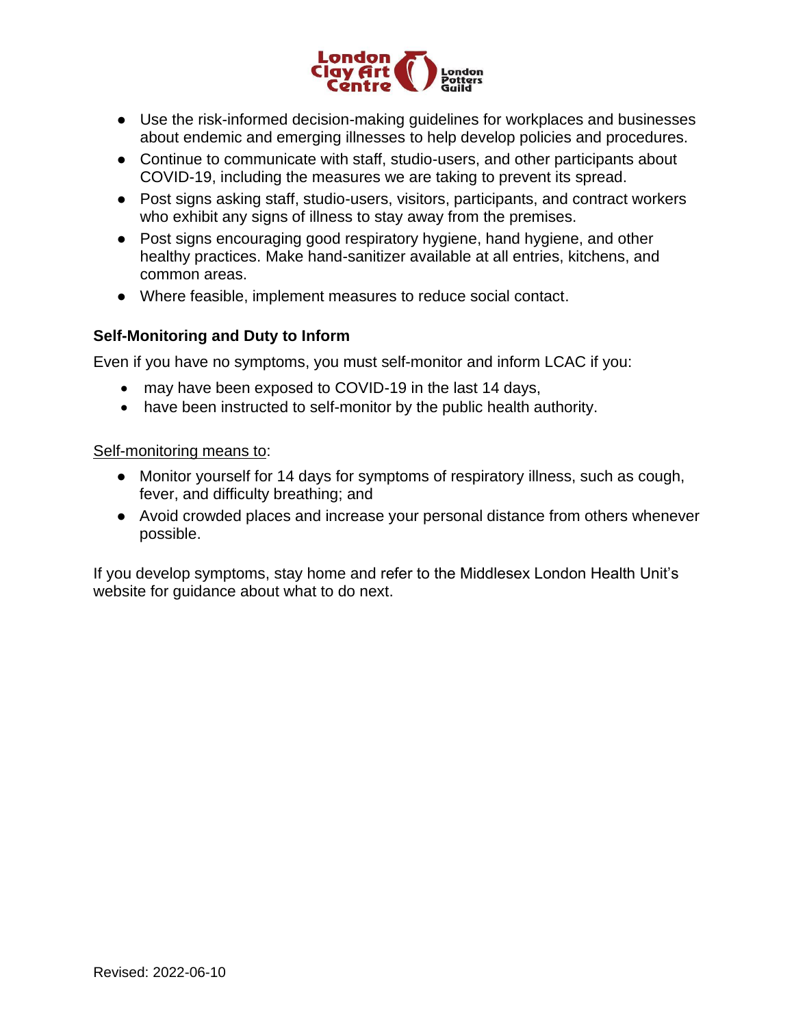- Use the risk-informed decision-making guidelines for workplaces and businesses about endemic and emerging illnesses to help develop policies and procedures.
- Continue to communicate with staff, studio-users, and other participants about COVID-19, including the measures we are taking to prevent its spread.
- Post signs asking staff, studio-users, visitors, participants, and contract workers who exhibit any signs of illness to stay away from the premises.
- Post signs encouraging good respiratory hygiene, hand hygiene, and other healthy practices. Make hand-sanitizer available at all entries, kitchens, and common areas.
- Where feasible, implement measures to reduce social contact.

### Self-Monitoring and Duty to Inform

Even if you have no symptoms, you must self-monitor and inform LCAC if you:

- may have been exposed to COVID-19 in the last 14 days,
- have been instructed to self-monitor by the public health authority.

<u>Self-monitoring means to</u>:

- Monitor yourself for 14 days for symptoms of respiratory illness, such as cough, fever, and difficulty breathing; and
- Avoid crowded places and increase your personal distance from others whenever possible.

If you develop symptoms, stay home and refer to the Middlesex London Health Unit's website for guidance about what to do next.

Revised: 2022-06-10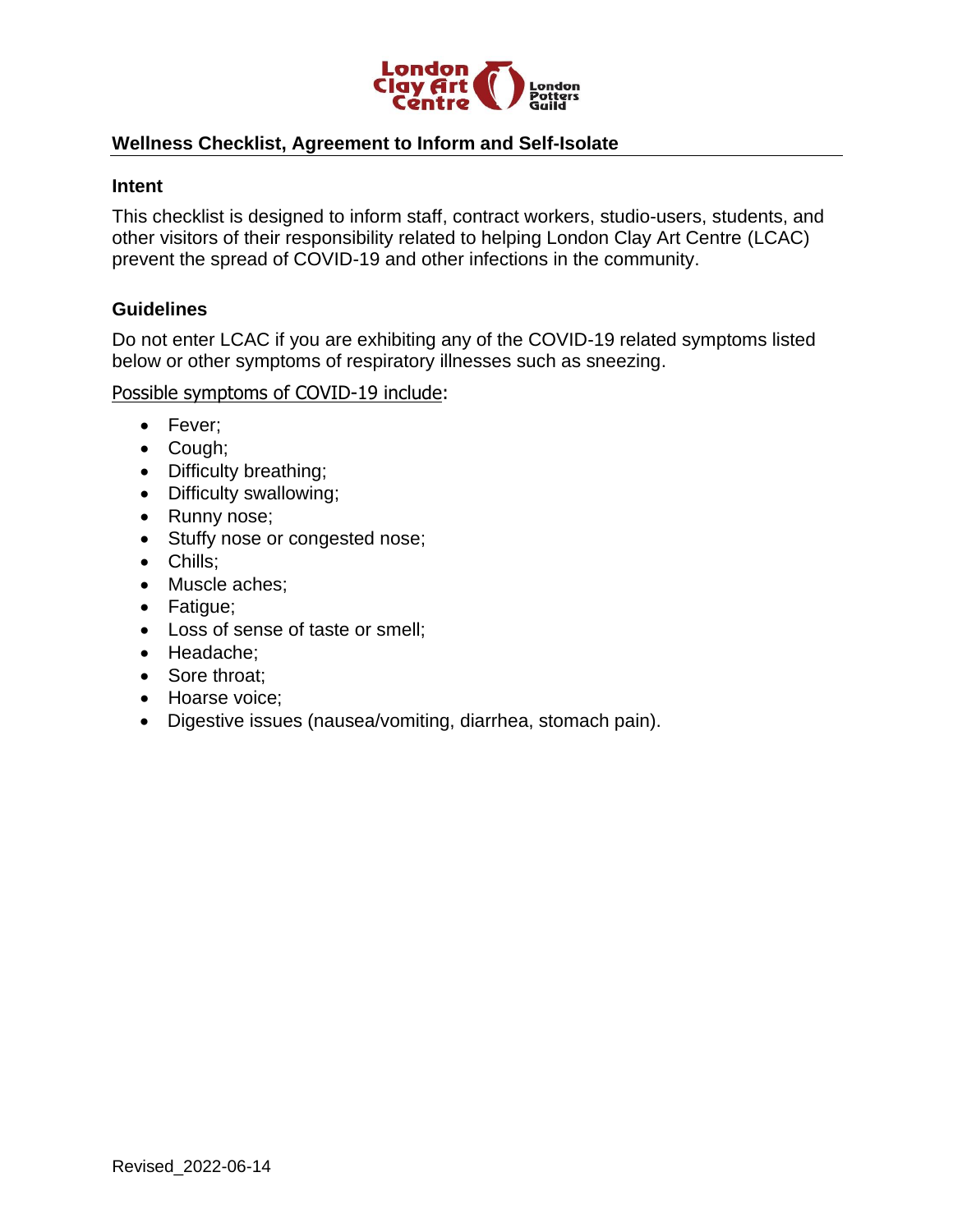## Wellness Checklist, Agreement to Inform and Self-Isolate

### Intent

This checklist is designed to inform staff, contract workers, studio-users, students, and other visitors of their responsibility related to helping London Clay Art Centre (LCAC) prevent the spread of COVID-19 and other infections in the community.

### Guidelines

Do not enter LCAC if you are exhibiting any of the COVID-19 related symptoms listed below or other symptoms of respiratory illnesses such as sneezing.

Possible symptoms of COVID-19 include:

- Fever;
- Cough;
- Difficulty breathing;
- Difficulty swallowing;
- Runny nose;
- Stuffy nose or congested nose;
- Chills;
- Muscle aches;
- Fatigue;
- Loss of sense of taste or smell;
- Headache;
- Sore throat;
- Hoarse voice;
- Digestive issues (nausea/vomiting, diarrhea, stomach pain).

Revised_2022-06-14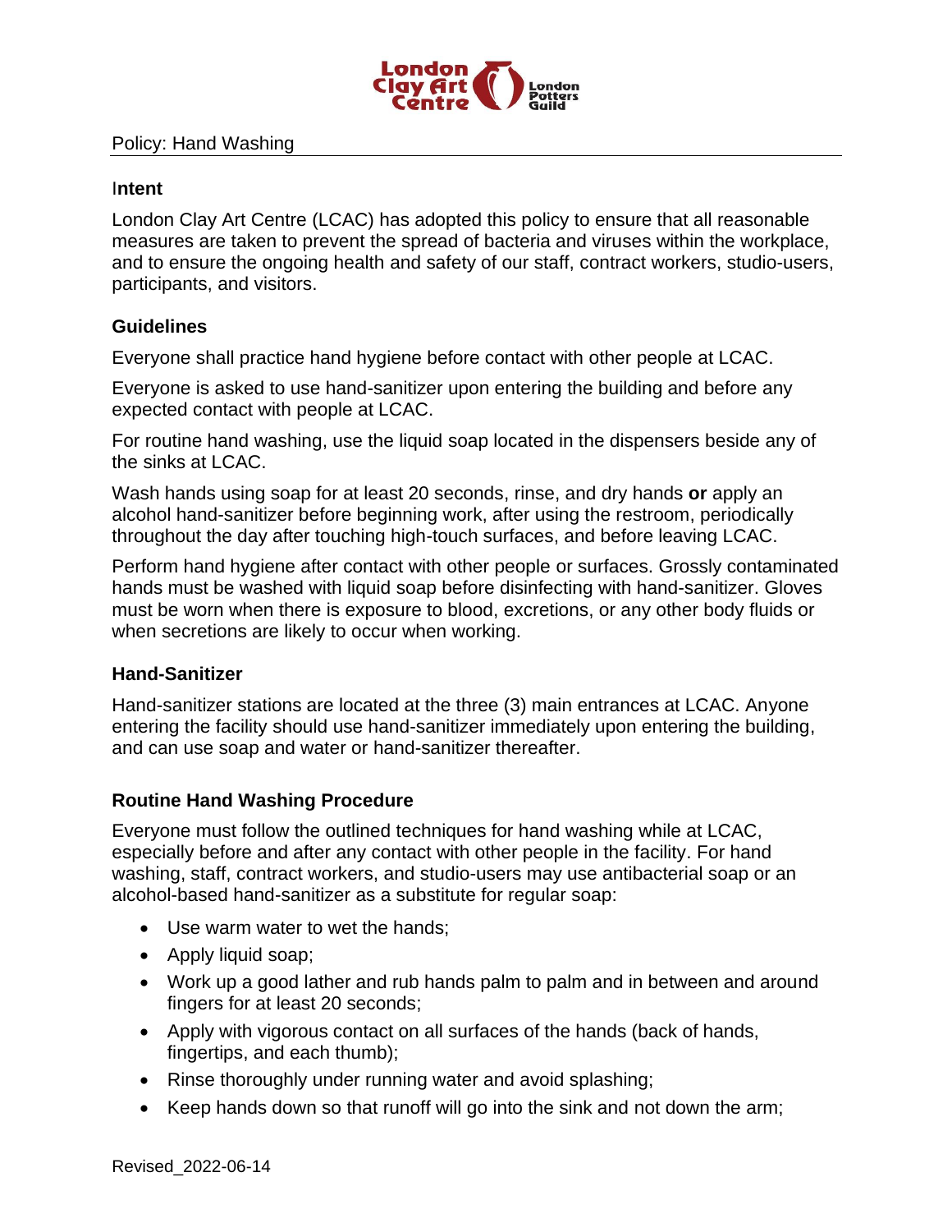Policy: Hand Washing

## Intent

London Clay Art Centre (LCAC) has adopted this policy to ensure that all reasonable measures are taken to prevent the spread of bacteria and viruses within the workplace, and to ensure the ongoing health and safety of our staff, contract workers, studio-users, participants, and visitors.

## Guidelines

Everyone shall practice hand hygiene before contact with other people at LCAC.

Everyone is asked to use hand-sanitizer upon entering the building and before any expected contact with people at LCAC.

For routine hand washing, use the liquid soap located in the dispensers beside any of the sinks at LCAC.

Wash hands using soap for at least 20 seconds, rinse, and dry hands **or** apply an alcohol hand-sanitizer before beginning work, after using the restroom, periodically throughout the day after touching high-touch surfaces, and before leaving LCAC.

Perform hand hygiene after contact with other people or surfaces. Grossly contaminated hands must be washed with liquid soap before disinfecting with hand-sanitizer. Gloves must be worn when there is exposure to blood, excretions, or any other body fluids or when secretions are likely to occur when working.

## Hand-Sanitizer

Hand-sanitizer stations are located at the three (3) main entrances at LCAC. Anyone entering the facility should use hand-sanitizer immediately upon entering the building, and can use soap and water or hand-sanitizer thereafter.

## Routine Hand Washing Procedure

Everyone must follow the outlined techniques for hand washing while at LCAC, especially before and after any contact with other people in the facility. For hand washing, staff, contract workers, and studio-users may use antibacterial soap or an alcohol-based hand-sanitizer as a substitute for regular soap:

- Use warm water to wet the hands;
- Apply liquid soap;
- Work up a good lather and rub hands palm to palm and in between and around fingers for at least 20 seconds;
- Apply with vigorous contact on all surfaces of the hands (back of hands, fingertips, and each thumb);
- Rinse thoroughly under running water and avoid splashing;
- Keep hands down so that runoff will go into the sink and not down the arm;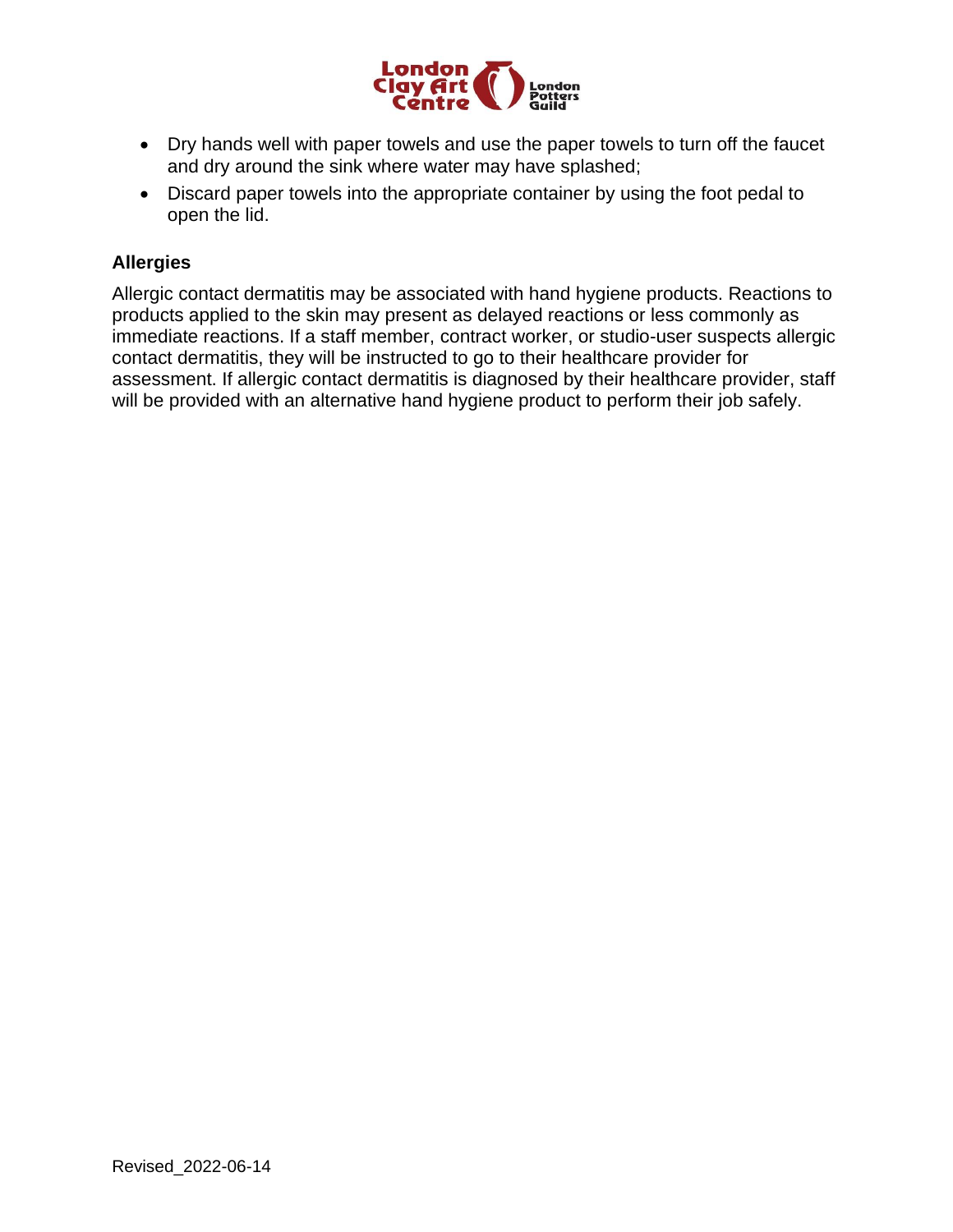- Dry hands well with paper towels and use the paper towels to turn off the faucet and dry around the sink where water may have splashed;
- Discard paper towels into the appropriate container by using the foot pedal to open the lid.

**Allergies**

Allergic contact dermatitis may be associated with hand hygiene products. Reactions to products applied to the skin may present as delayed reactions or less commonly as immediate reactions. If a staff member, contract worker, or studio-user suspects allergic contact dermatitis, they will be instructed to go to their healthcare provider for assessment. If allergic contact dermatitis is diagnosed by their healthcare provider, staff will be provided with an alternative hand hygiene product to perform their job safely.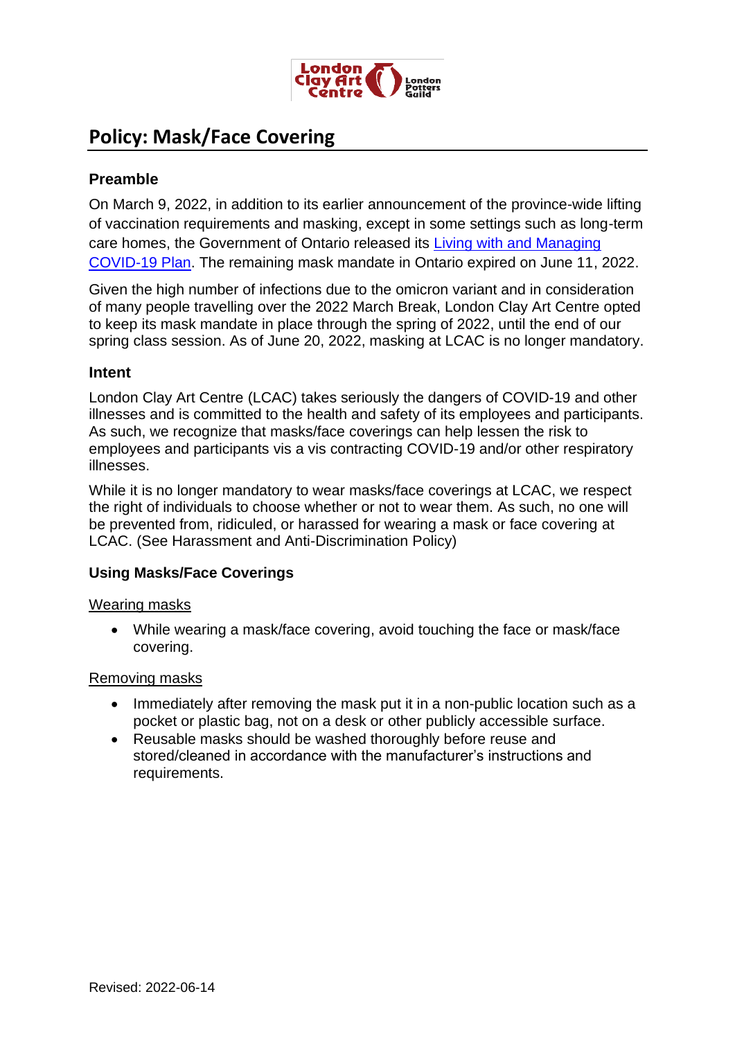# Policy: Mask/Face Covering

### Preamble

On March 9, 2022, in addition to its earlier announcement of the province-wide lifting of vaccination requirements and masking, except in some settings such as long-term care homes, the Government of Ontario released its [Living with and Managing COVID-19 Plan](). The remaining mask mandate in Ontario expired on June 11, 2022.

Given the high number of infections due to the omicron variant and in consideration of many people travelling over the 2022 March Break, London Clay Art Centre opted to keep its mask mandate in place through the spring of 2022, until the end of our spring class session. As of June 20, 2022, masking at LCAC is no longer mandatory.

### Intent

London Clay Art Centre (LCAC) takes seriously the dangers of COVID-19 and other illnesses and is committed to the health and safety of its employees and participants. As such, we recognize that masks/face coverings can help lessen the risk to employees and participants vis a vis contracting COVID-19 and/or other respiratory illnesses.

While it is no longer mandatory to wear masks/face coverings at LCAC, we respect the right of individuals to choose whether or not to wear them. As such, no one will be prevented from, ridiculed, or harassed for wearing a mask or face covering at LCAC. (See Harassment and Anti-Discrimination Policy)

### Using Masks/Face Coverings

Wearing masks

- While wearing a mask/face covering, avoid touching the face or mask/face covering.

Removing masks

- Immediately after removing the mask put it in a non-public location such as a pocket or plastic bag, not on a desk or other publicly accessible surface.
- Reusable masks should be washed thoroughly before reuse and stored/cleaned in accordance with the manufacturer's instructions and requirements.

Revised: 2022-06-14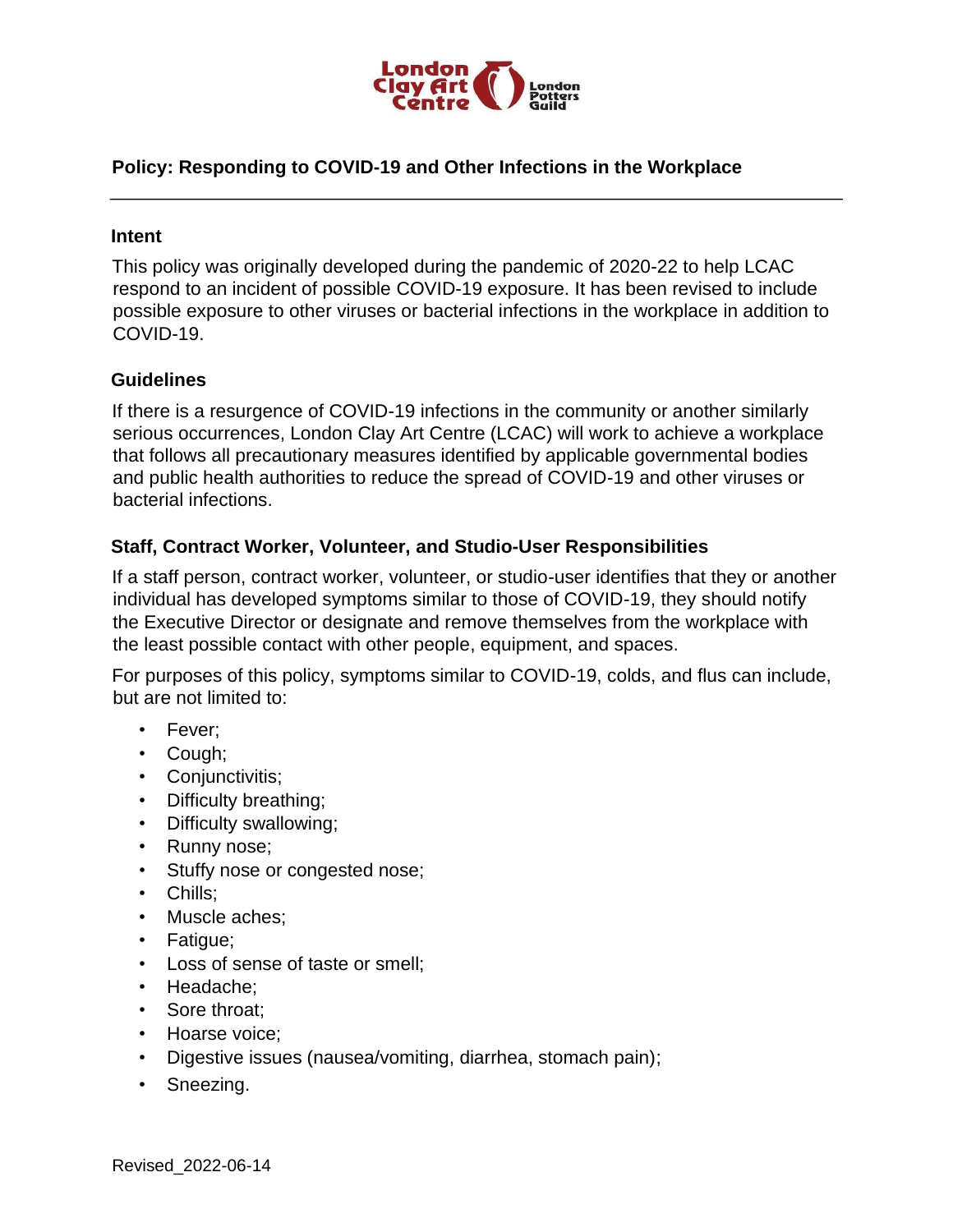## Policy: Responding to COVID-19 and Other Infections in the Workplace

### Intent

This policy was originally developed during the pandemic of 2020-22 to help LCAC respond to an incident of possible COVID-19 exposure. It has been revised to include possible exposure to other viruses or bacterial infections in the workplace in addition to COVID-19.

### Guidelines

If there is a resurgence of COVID-19 infections in the community or another similarly serious occurrences, London Clay Art Centre (LCAC) will work to achieve a workplace that follows all precautionary measures identified by applicable governmental bodies and public health authorities to reduce the spread of COVID-19 and other viruses or bacterial infections.

### Staff, Contract Worker, Volunteer, and Studio-User Responsibilities

If a staff person, contract worker, volunteer, or studio-user identifies that they or another individual has developed symptoms similar to those of COVID-19, they should notify the Executive Director or designate and remove themselves from the workplace with the least possible contact with other people, equipment, and spaces.

For purposes of this policy, symptoms similar to COVID-19, colds, and flus can include, but are not limited to:

- Fever;
- Cough;
- Conjunctivitis;
- Difficulty breathing;
- Difficulty swallowing;
- Runny nose;
- Stuffy nose or congested nose;
- Chills;
- Muscle aches;
- Fatigue;
- Loss of sense of taste or smell;
- Headache;
- Sore throat;
- Hoarse voice;
- Digestive issues (nausea/vomiting, diarrhea, stomach pain);
- Sneezing.

Revised_2022-06-14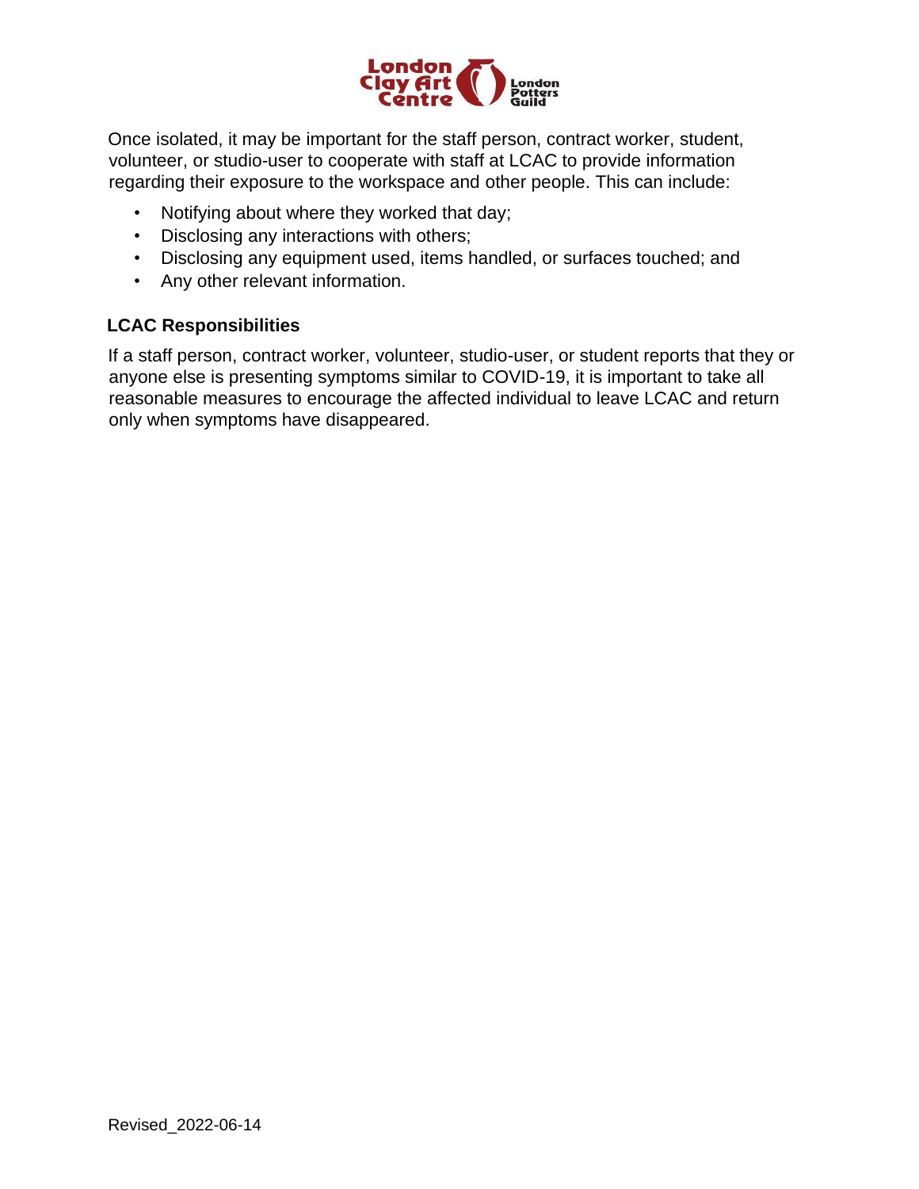Once isolated, it may be important for the staff person, contract worker, student, volunteer, or studio-user to cooperate with staff at LCAC to provide information regarding their exposure to the workspace and other people. This can include:

- Notifying about where they worked that day;
- Disclosing any interactions with others;
- Disclosing any equipment used, items handled, or surfaces touched; and
- Any other relevant information.

### LCAC Responsibilities

If a staff person, contract worker, volunteer, studio-user, or student reports that they or anyone else is presenting symptoms similar to COVID-19, it is important to take all reasonable measures to encourage the affected individual to leave LCAC and return only when symptoms have disappeared.

Revised_2022-06-14